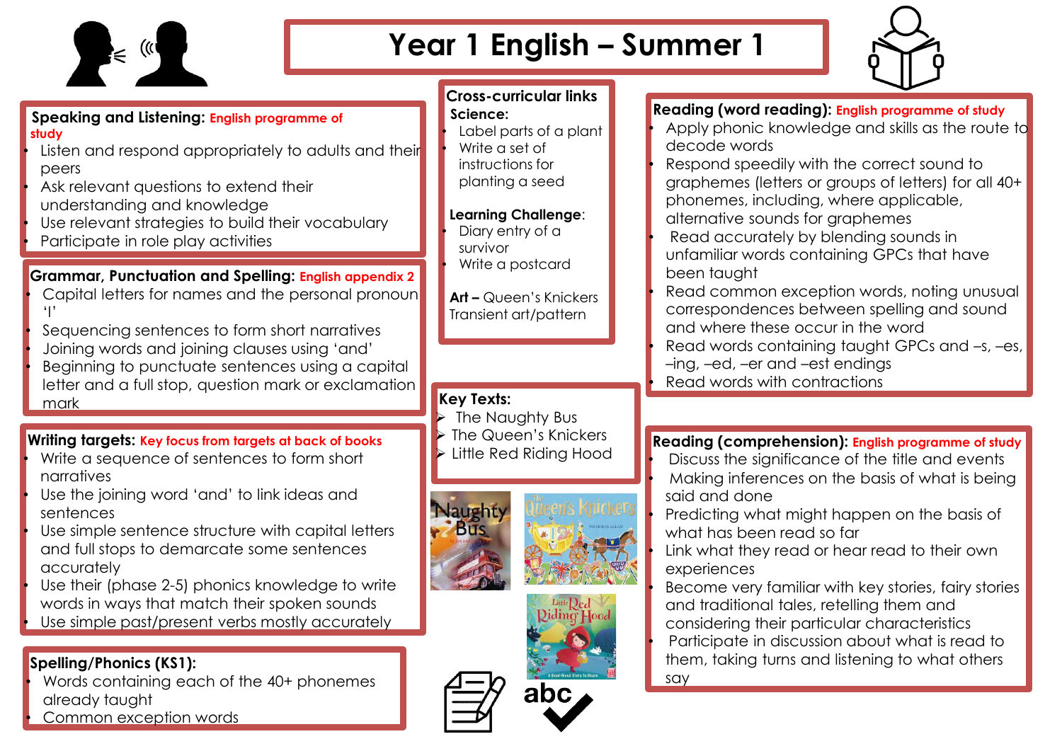# Year 1 English – Summer 1

## Speaking and Listening: English programme of study

- Listen and respond appropriately to adults and their peers
- Ask relevant questions to extend their understanding and knowledge
- Use relevant strategies to build their vocabulary
- Participate in role play activities

## Grammar, Punctuation and Spelling: English appendix 2

- Capital letters for names and the personal pronoun 'I'
- Sequencing sentences to form short narratives
- Joining words and joining clauses using 'and'
- Beginning to punctuate sentences using a capital letter and a full stop, question mark or exclamation mark

## Writing targets: Key focus from targets at back of books

- Write a sequence of sentences to form short narratives
- Use the joining word 'and' to link ideas and sentences
- Use simple sentence structure with capital letters and full stops to demarcate some sentences accurately
- Use their (phase 2-5) phonics knowledge to write words in ways that match their spoken sounds
- Use simple past/present verbs mostly accurately

## Spelling/Phonics (KS1):

- Words containing each of the 40+ phonemes already taught
- Common exception words

## Cross-curricular links

**Science:**

- Label parts of a plant
- Write a set of instructions for planting a seed

**Learning Challenge**:

- Diary entry of a survivor
- Write a postcard

**Art –** Queen's Knickers Transient art/pattern

## Key Texts:

- The Naughty Bus
- The Queen's Knickers
- Little Red Riding Hood

## Reading (word reading): English programme of study

- Apply phonic knowledge and skills as the route to decode words
- Respond speedily with the correct sound to graphemes (letters or groups of letters) for all 40+ phonemes, including, where applicable, alternative sounds for graphemes
- Read accurately by blending sounds in unfamiliar words containing GPCs that have been taught
- Read common exception words, noting unusual correspondences between spelling and sound and where these occur in the word
- Read words containing taught GPCs and –s, –es, –ing, –ed, –er and –est endings
- Read words with contractions

## Reading (comprehension): English programme of study

- Discuss the significance of the title and events
- Making inferences on the basis of what is being said and done
- Predicting what might happen on the basis of what has been read so far
- Link what they read or hear read to their own experiences
- Become very familiar with key stories, fairy stories and traditional tales, retelling them and considering their particular characteristics
- Participate in discussion about what is read to them, taking turns and listening to what others say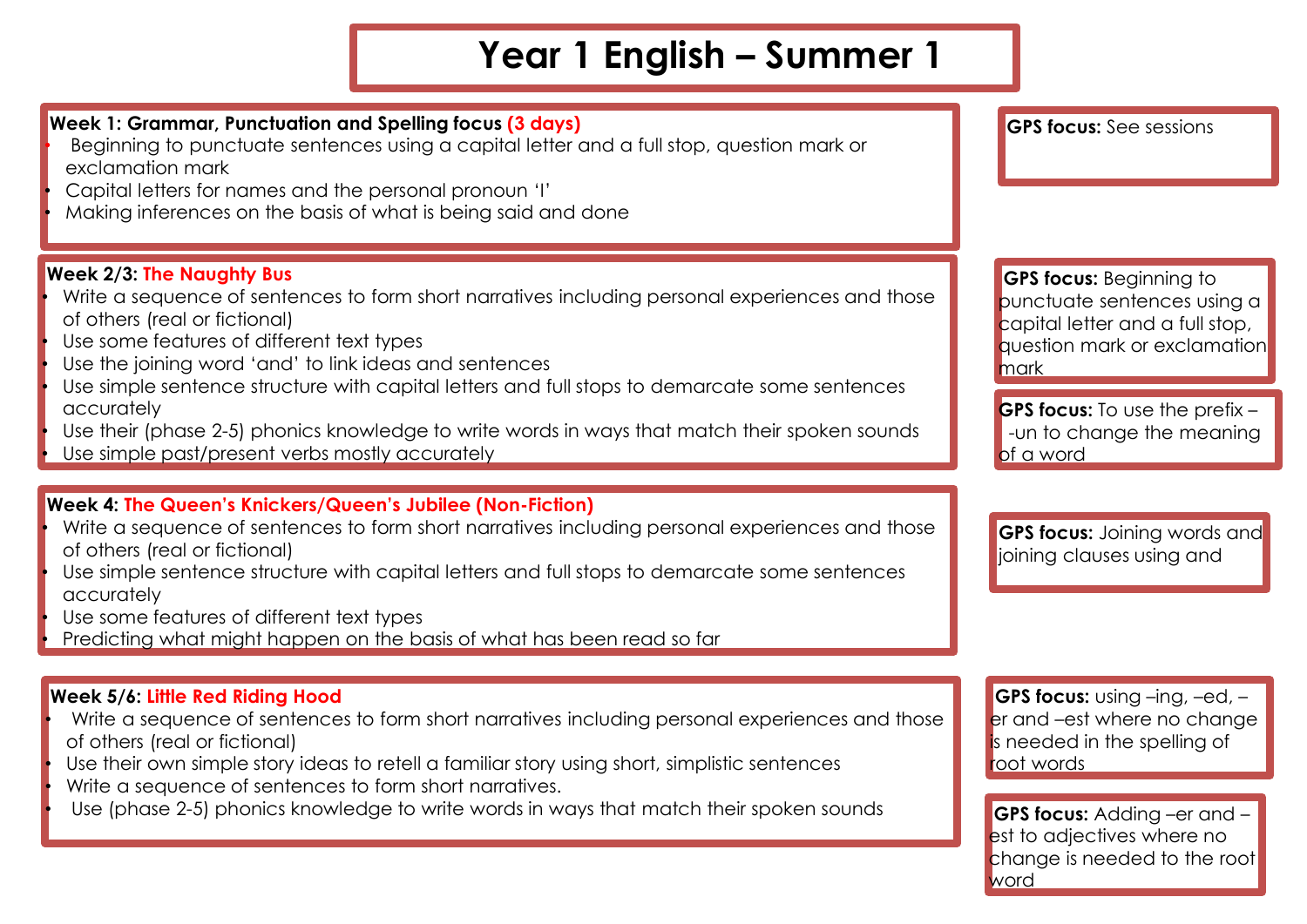# Year 1 English – Summer 1

**Week 1: Grammar, Punctuation and Spelling focus (3 days)**

- Beginning to punctuate sentences using a capital letter and a full stop, question mark or exclamation mark
- Capital letters for names and the personal pronoun 'I'
- Making inferences on the basis of what is being said and done

**GPS focus:** See sessions

**Week 2/3: The Naughty Bus**

- Write a sequence of sentences to form short narratives including personal experiences and those of others (real or fictional)
- Use some features of different text types
- Use the joining word 'and' to link ideas and sentences
- Use simple sentence structure with capital letters and full stops to demarcate some sentences accurately
- Use their (phase 2-5) phonics knowledge to write words in ways that match their spoken sounds
- Use simple past/present verbs mostly accurately

**GPS focus:** Beginning to punctuate sentences using a capital letter and a full stop, question mark or exclamation mark

**GPS focus:** To use the prefix – -un to change the meaning of a word

**Week 4: The Queen's Knickers/Queen's Jubilee (Non-Fiction)**

- Write a sequence of sentences to form short narratives including personal experiences and those of others (real or fictional)
- Use simple sentence structure with capital letters and full stops to demarcate some sentences accurately
- Use some features of different text types
- Predicting what might happen on the basis of what has been read so far

**GPS focus:** Joining words and joining clauses using and

**Week 5/6: Little Red Riding Hood**

- Write a sequence of sentences to form short narratives including personal experiences and those of others (real or fictional)
- Use their own simple story ideas to retell a familiar story using short, simplistic sentences
- Write a sequence of sentences to form short narratives.
- Use (phase 2-5) phonics knowledge to write words in ways that match their spoken sounds

**GPS focus:** using –ing, –ed, –er and –est where no change is needed in the spelling of root words

**GPS focus:** Adding –er and –est to adjectives where no change is needed to the root word